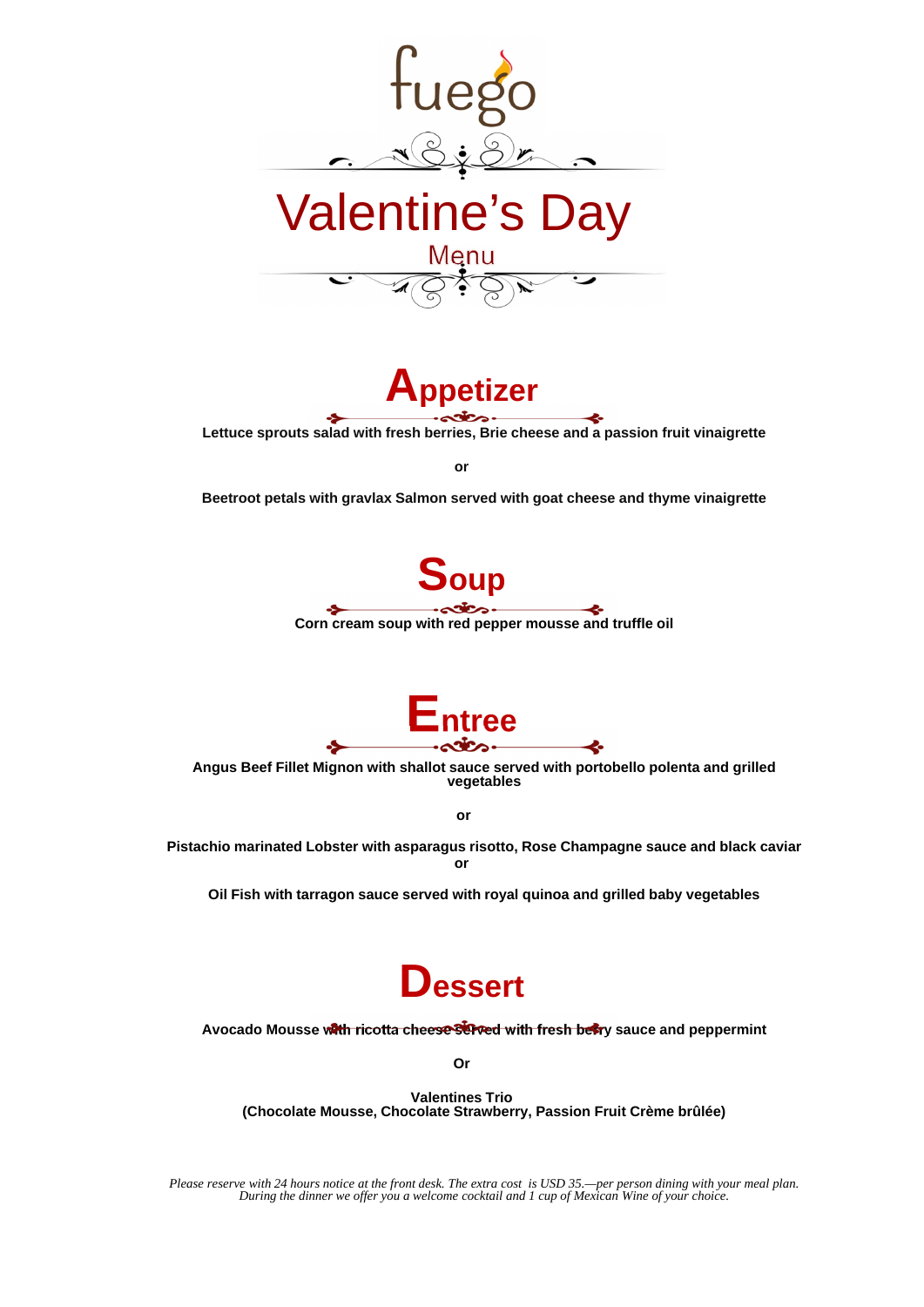# fuego

# Valentine's Day

Menu

## Appetizer

**Lettuce sprouts salad with fresh berries, Brie cheese and a passion fruit vinaigrette**

**or**

**Beetroot petals with gravlax Salmon served with goat cheese and thyme vinaigrette**

## Soup

**Corn cream soup with red pepper mousse and truffle oil**

## Entree

**Angus Beef Fillet Mignon with shallot sauce served with portobello polenta and grilled vegetables**

**or**

**Pistachio marinated Lobster with asparagus risotto, Rose Champagne sauce and black caviar**

**or**

**Oil Fish with tarragon sauce served with royal quinoa and grilled baby vegetables**

## Dessert

**Avocado Mousse with ricotta cheese served with fresh berry sauce and peppermint**

**Or**

**Valentines Trio**
**(Chocolate Mousse, Chocolate Strawberry, Passion Fruit Crème brûlée)**

*Please reserve with 24 hours notice at the front desk. The extra cost is USD 35.—per person dining with your meal plan. During the dinner we offer you a welcome cocktail and 1 cup of Mexican Wine of your choice.*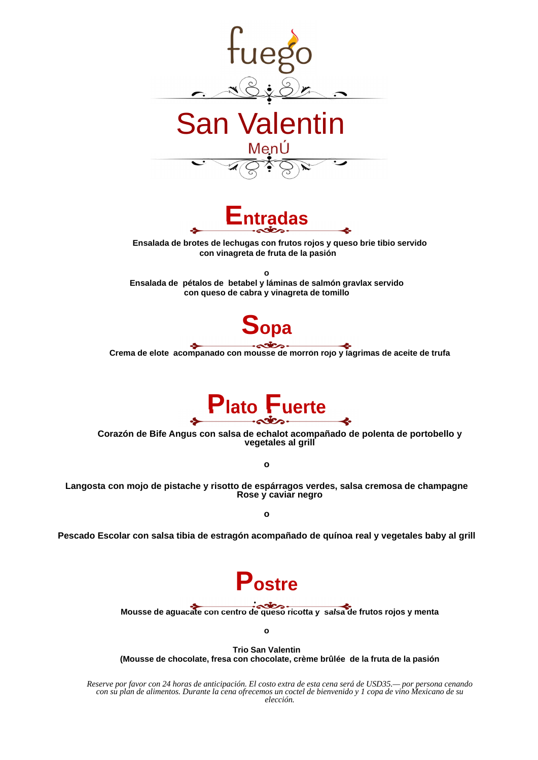fuego

# San Valentin

MenÚ

## Entradas

**Ensalada de brotes de lechugas con frutos rojos y queso brie tibio servido con vinagreta de fruta de la pasión**

**o**

**Ensalada de pétalos de betabel y láminas de salmón gravlax servido con queso de cabra y vinagreta de tomillo**

## Sopa

**Crema de elote acompañado con mousse de morrón rojo y lágrimas de aceite de trufa**

## Plato Fuerte

**Corazón de Bife Angus con salsa de echalot acompañado de polenta de portobello y vegetales al grill**

**o**

**Langosta con mojo de pistache y risotto de espárragos verdes, salsa cremosa de champagne Rose y caviar negro**

**o**

**Pescado Escolar con salsa tibia de estragón acompañado de quínoa real y vegetales baby al grill**

## Postre

**Mousse de aguacate con centro de queso ricotta y salsa de frutos rojos y menta**

**o**

**Trio San Valentin**
**(Mousse de chocolate, fresa con chocolate, crème brûlée de la fruta de la pasión**

*Reserve por favor con 24 horas de anticipación. El costo extra de esta cena será de USD35.— por persona cenando con su plan de alimentos. Durante la cena ofrecemos un coctel de bienvenido y 1 copa de vino Mexicano de su elección.*